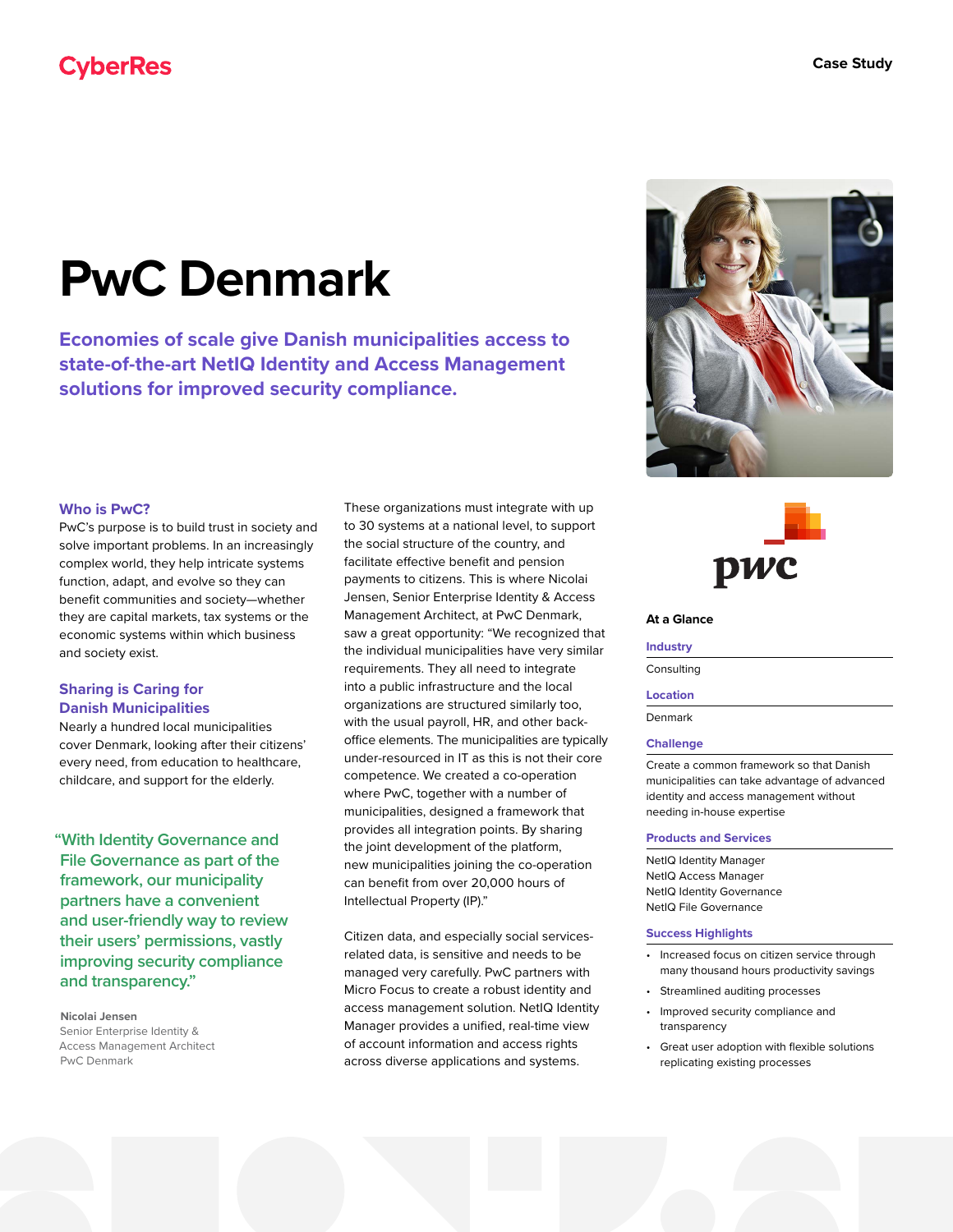CyberRes

Case Study

# PwC Denmark

**Economies of scale give Danish municipalities access to state-of-the-art NetIQ Identity and Access Management solutions for improved security compliance.**

### Who is PwC?

PwC's purpose is to build trust in society and solve important problems. In an increasingly complex world, they help intricate systems function, adapt, and evolve so they can benefit communities and society—whether they are capital markets, tax systems or the economic systems within which business and society exist.

### Sharing is Caring for Danish Municipalities

Nearly a hundred local municipalities cover Denmark, looking after their citizens' every need, from education to healthcare, childcare, and support for the elderly.

> "With Identity Governance and File Governance as part of the framework, our municipality partners have a convenient and user-friendly way to review their users' permissions, vastly improving security compliance and transparency."
>
> **Nicolai Jensen**
> Senior Enterprise Identity & Access Management Architect
> PwC Denmark

These organizations must integrate with up to 30 systems at a national level, to support the social structure of the country, and facilitate effective benefit and pension payments to citizens. This is where Nicolai Jensen, Senior Enterprise Identity & Access Management Architect, at PwC Denmark, saw a great opportunity: "We recognized that the individual municipalities have very similar requirements. They all need to integrate into a public infrastructure and the local organizations are structured similarly too, with the usual payroll, HR, and other back-office elements. The municipalities are typically under-resourced in IT as this is not their core competence. We created a co-operation where PwC, together with a number of municipalities, designed a framework that provides all integration points. By sharing the joint development of the platform, new municipalities joining the co-operation can benefit from over 20,000 hours of Intellectual Property (IP)."

Citizen data, and especially social services-related data, is sensitive and needs to be managed very carefully. PwC partners with Micro Focus to create a robust identity and access management solution. NetIQ Identity Manager provides a unified, real-time view of account information and access rights across diverse applications and systems.

pwc

**At a Glance**

**Industry**

Consulting

**Location**

Denmark

**Challenge**

Create a common framework so that Danish municipalities can take advantage of advanced identity and access management without needing in-house expertise

**Products and Services**

NetIQ Identity Manager
NetIQ Access Manager
NetIQ Identity Governance
NetIQ File Governance

**Success Highlights**

- Increased focus on citizen service through many thousand hours productivity savings
- Streamlined auditing processes
- Improved security compliance and transparency
- Great user adoption with flexible solutions replicating existing processes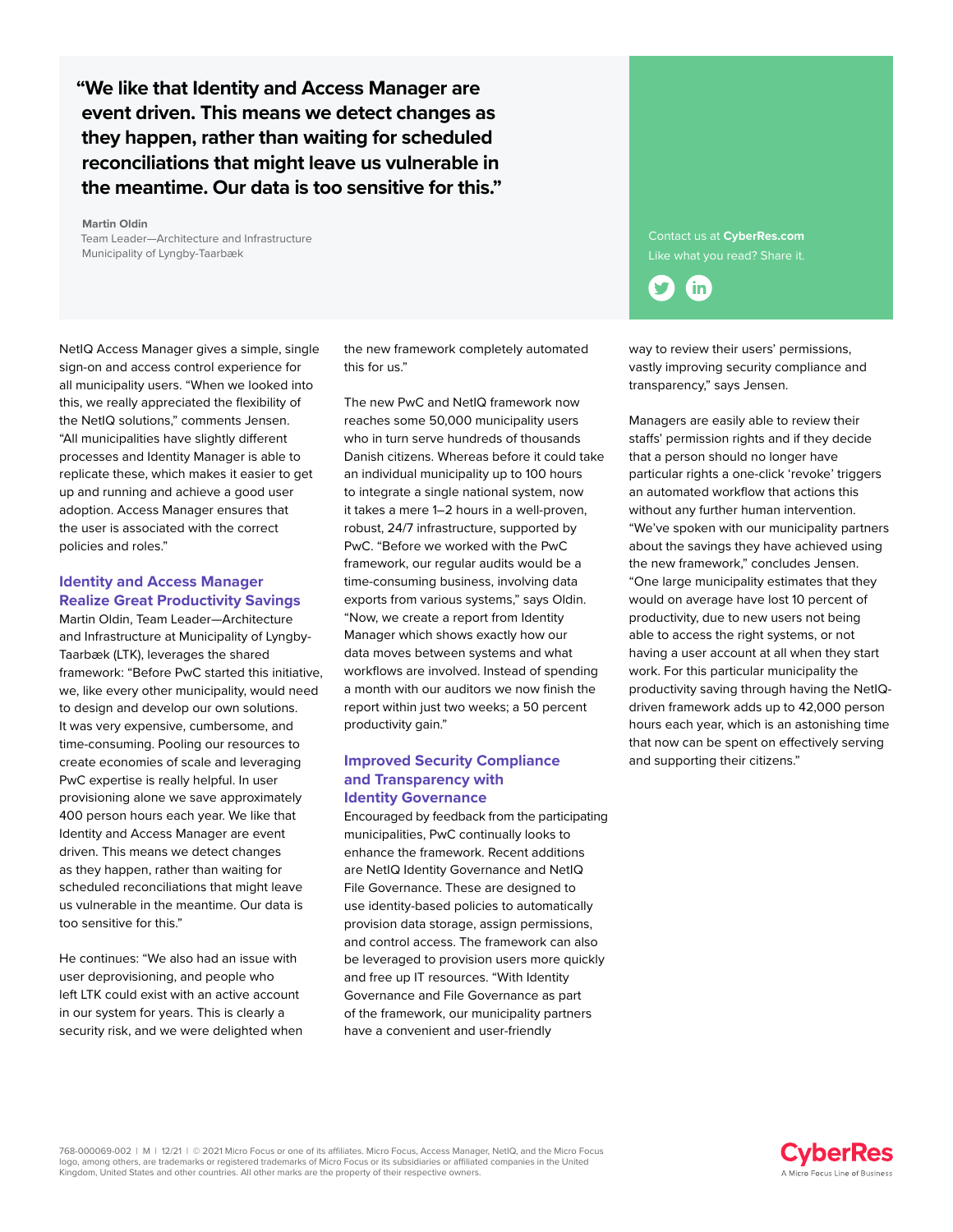> **"We like that Identity and Access Manager are event driven. This means we detect changes as they happen, rather than waiting for scheduled reconciliations that might leave us vulnerable in the meantime. Our data is too sensitive for this."**
>
> **Martin Oldin**
> Team Leader—Architecture and Infrastructure
> Municipality of Lyngby-Taarbæk

Contact us at **CyberRes.com**
Like what you read? Share it.

NetIQ Access Manager gives a simple, single sign-on and access control experience for all municipality users. "When we looked into this, we really appreciated the flexibility of the NetIQ solutions," comments Jensen. "All municipalities have slightly different processes and Identity Manager is able to replicate these, which makes it easier to get up and running and achieve a good user adoption. Access Manager ensures that the user is associated with the correct policies and roles."

## Identity and Access Manager Realize Great Productivity Savings

Martin Oldin, Team Leader—Architecture and Infrastructure at Municipality of Lyngby-Taarbæk (LTK), leverages the shared framework: "Before PwC started this initiative, we, like every other municipality, would need to design and develop our own solutions. It was very expensive, cumbersome, and time-consuming. Pooling our resources to create economies of scale and leveraging PwC expertise is really helpful. In user provisioning alone we save approximately 400 person hours each year. We like that Identity and Access Manager are event driven. This means we detect changes as they happen, rather than waiting for scheduled reconciliations that might leave us vulnerable in the meantime. Our data is too sensitive for this."

He continues: "We also had an issue with user deprovisioning, and people who left LTK could exist with an active account in our system for years. This is clearly a security risk, and we were delighted when the new framework completely automated this for us."

The new PwC and NetIQ framework now reaches some 50,000 municipality users who in turn serve hundreds of thousands Danish citizens. Whereas before it could take an individual municipality up to 100 hours to integrate a single national system, now it takes a mere 1–2 hours in a well-proven, robust, 24/7 infrastructure, supported by PwC. "Before we worked with the PwC framework, our regular audits would be a time-consuming business, involving data exports from various systems," says Oldin. "Now, we create a report from Identity Manager which shows exactly how our data moves between systems and what workflows are involved. Instead of spending a month with our auditors we now finish the report within just two weeks; a 50 percent productivity gain."

## Improved Security Compliance and Transparency with Identity Governance

Encouraged by feedback from the participating municipalities, PwC continually looks to enhance the framework. Recent additions are NetIQ Identity Governance and NetIQ File Governance. These are designed to use identity-based policies to automatically provision data storage, assign permissions, and control access. The framework can also be leveraged to provision users more quickly and free up IT resources. "With Identity Governance and File Governance as part of the framework, our municipality partners have a convenient and user-friendly way to review their users' permissions, vastly improving security compliance and transparency," says Jensen.

Managers are easily able to review their staffs' permission rights and if they decide that a person should no longer have particular rights a one-click 'revoke' triggers an automated workflow that actions this without any further human intervention. "We've spoken with our municipality partners about the savings they have achieved using the new framework," concludes Jensen. "One large municipality estimates that they would on average have lost 10 percent of productivity, due to new users not being able to access the right systems, or not having a user account at all when they start work. For this particular municipality the productivity saving through having the NetIQ-driven framework adds up to 42,000 person hours each year, which is an astonishing time that now can be spent on effectively serving and supporting their citizens."

768-000069-002 | M | 12/21 | © 2021 Micro Focus or one of its affiliates. Micro Focus, Access Manager, NetIQ, and the Micro Focus logo, among others, are trademarks or registered trademarks of Micro Focus or its subsidiaries or affiliated companies in the United Kingdom, United States and other countries. All other marks are the property of their respective owners.

CyberRes
A Micro Focus Line of Business